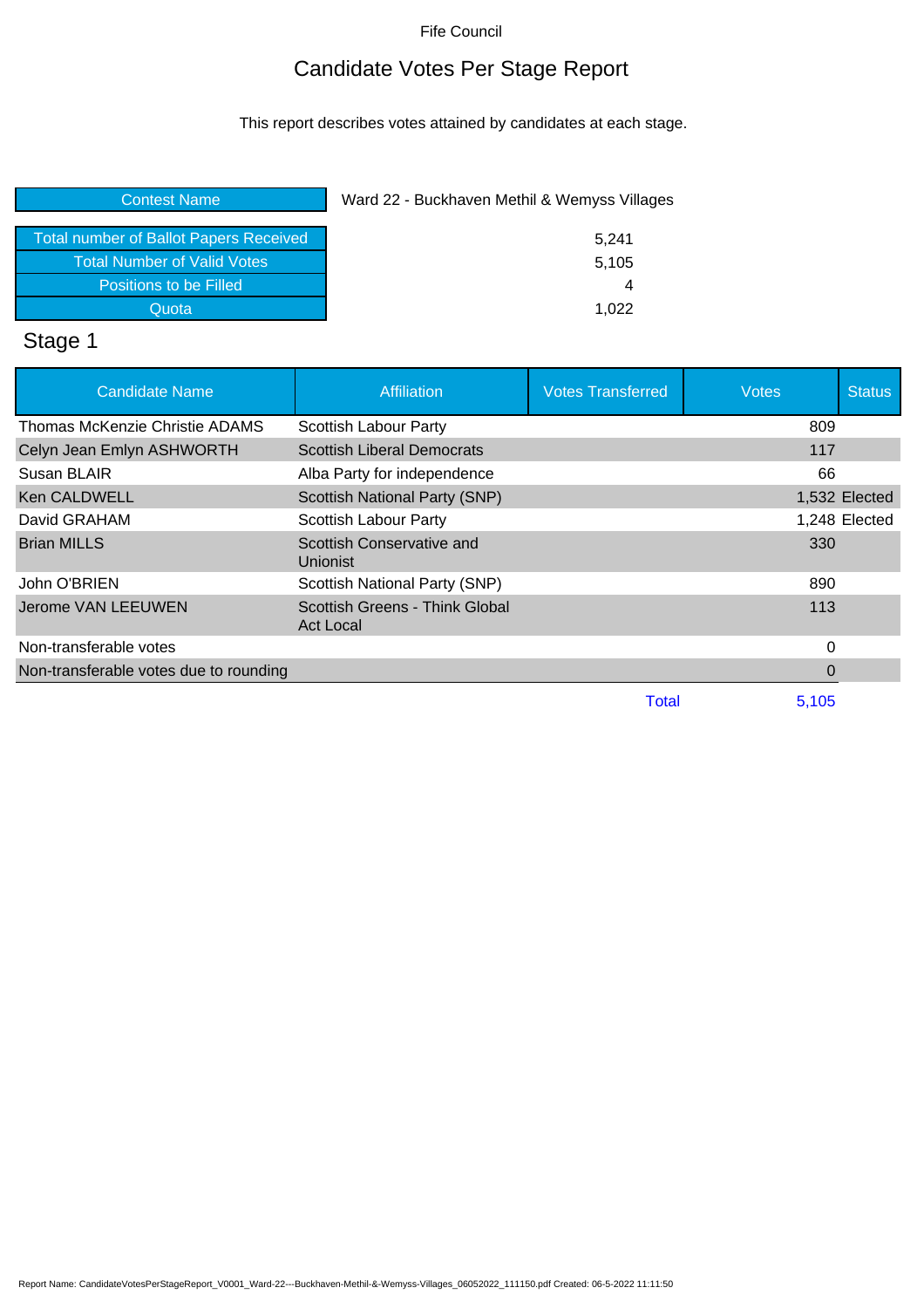Fife Council

# Candidate Votes Per Stage Report

This report describes votes attained by candidates at each stage.

| | |
|---|---|
| Contest Name | Ward 22 - Buckhaven Methil & Wemyss Villages |
| Total number of Ballot Papers Received | 5,241 |
| Total Number of Valid Votes | 5,105 |
| Positions to be Filled | 4 |
| Quota | 1,022 |

## Stage 1

| Candidate Name | Affiliation | Votes Transferred | Votes | Status |
|---|---|---|---|---|
| Thomas McKenzie Christie ADAMS | Scottish Labour Party | | 809 | |
| Celyn Jean Emlyn ASHWORTH | Scottish Liberal Democrats | | 117 | |
| Susan BLAIR | Alba Party for independence | | 66 | |
| Ken CALDWELL | Scottish National Party (SNP) | | 1,532 | Elected |
| David GRAHAM | Scottish Labour Party | | 1,248 | Elected |
| Brian MILLS | Scottish Conservative and Unionist | | 330 | |
| John O'BRIEN | Scottish National Party (SNP) | | 890 | |
| Jerome VAN LEEUWEN | Scottish Greens - Think Global Act Local | | 113 | |
| Non-transferable votes | | | 0 | |
| Non-transferable votes due to rounding | | | 0 | |
| | | Total | 5,105 | |

Report Name: CandidateVotesPerStageReport_V0001_Ward-22---Buckhaven-Methil-&-Wemyss-Villages_06052022_111150.pdf Created: 06-5-2022 11:11:50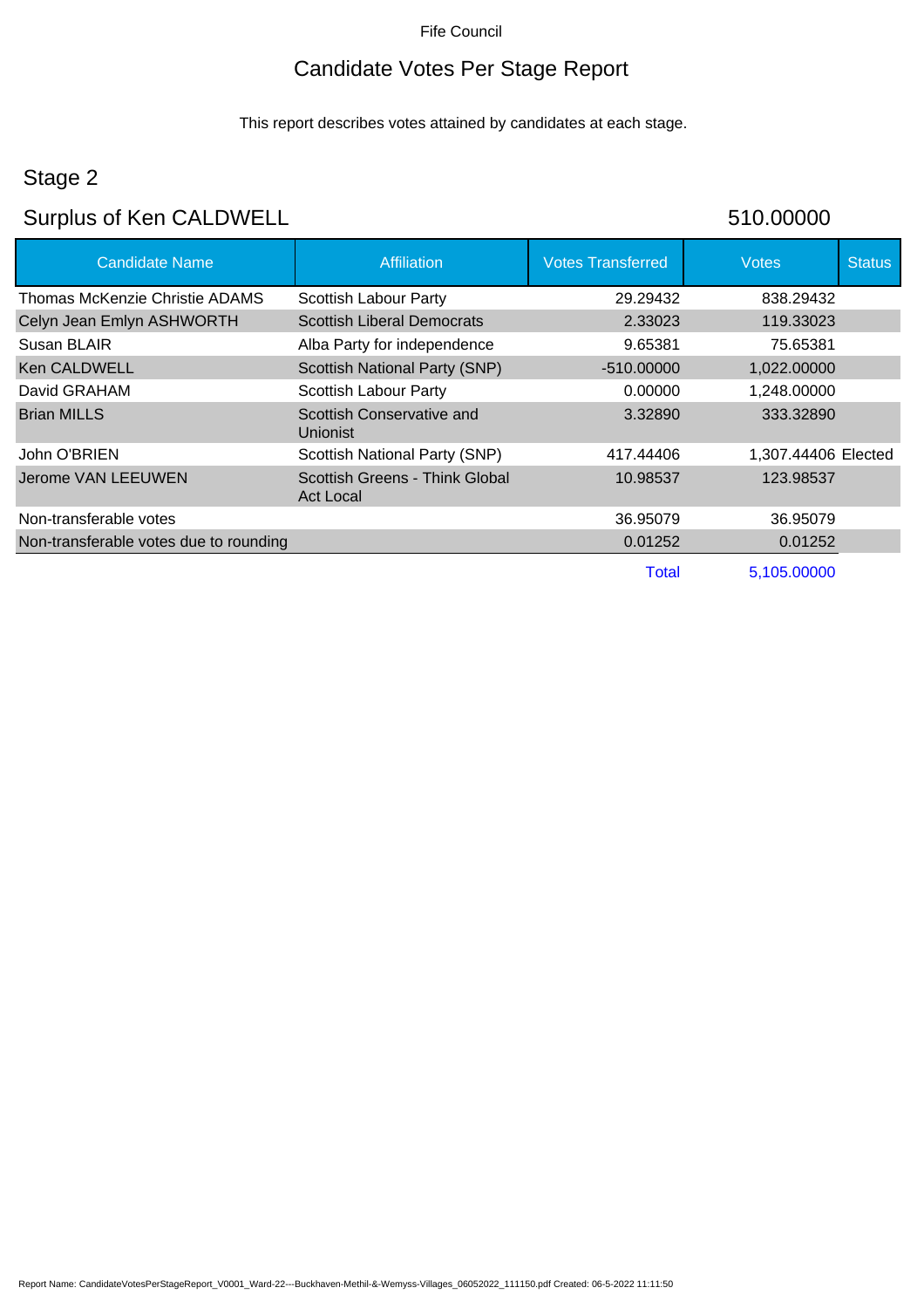Fife Council

# Candidate Votes Per Stage Report

This report describes votes attained by candidates at each stage.

## Stage 2

## Surplus of Ken CALDWELL 510.00000

| Candidate Name | Affiliation | Votes Transferred | Votes | Status |
|---|---|---|---|---|
| Thomas McKenzie Christie ADAMS | Scottish Labour Party | 29.29432 | 838.29432 | |
| Celyn Jean Emlyn ASHWORTH | Scottish Liberal Democrats | 2.33023 | 119.33023 | |
| Susan BLAIR | Alba Party for independence | 9.65381 | 75.65381 | |
| Ken CALDWELL | Scottish National Party (SNP) | -510.00000 | 1,022.00000 | |
| David GRAHAM | Scottish Labour Party | 0.00000 | 1,248.00000 | |
| Brian MILLS | Scottish Conservative and Unionist | 3.32890 | 333.32890 | |
| John O'BRIEN | Scottish National Party (SNP) | 417.44406 | 1,307.44406 | Elected |
| Jerome VAN LEEUWEN | Scottish Greens - Think Global Act Local | 10.98537 | 123.98537 | |
| Non-transferable votes | | 36.95079 | 36.95079 | |
| Non-transferable votes due to rounding | | 0.01252 | 0.01252 | |
| | | Total | 5,105.00000 | |

Report Name: CandidateVotesPerStageReport_V0001_Ward-22---Buckhaven-Methil-&-Wemyss-Villages_06052022_111150.pdf Created: 06-5-2022 11:11:50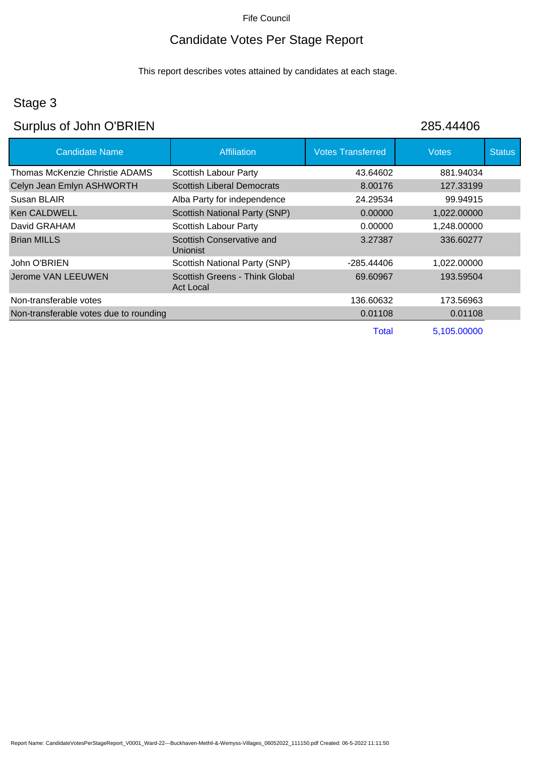Fife Council

# Candidate Votes Per Stage Report

This report describes votes attained by candidates at each stage.

## Stage 3

## Surplus of John O'BRIEN 285.44406

| Candidate Name | Affiliation | Votes Transferred | Votes | Status |
|---|---|---|---|---|
| Thomas McKenzie Christie ADAMS | Scottish Labour Party | 43.64602 | 881.94034 | |
| Celyn Jean Emlyn ASHWORTH | Scottish Liberal Democrats | 8.00176 | 127.33199 | |
| Susan BLAIR | Alba Party for independence | 24.29534 | 99.94915 | |
| Ken CALDWELL | Scottish National Party (SNP) | 0.00000 | 1,022.00000 | |
| David GRAHAM | Scottish Labour Party | 0.00000 | 1,248.00000 | |
| Brian MILLS | Scottish Conservative and Unionist | 3.27387 | 336.60277 | |
| John O'BRIEN | Scottish National Party (SNP) | -285.44406 | 1,022.00000 | |
| Jerome VAN LEEUWEN | Scottish Greens - Think Global Act Local | 69.60967 | 193.59504 | |
| Non-transferable votes | | 136.60632 | 173.56963 | |
| Non-transferable votes due to rounding | | 0.01108 | 0.01108 | |
| | | Total | 5,105.00000 | |

Report Name: CandidateVotesPerStageReport_V0001_Ward-22---Buckhaven-Methil-&-Wemyss-Villages_06052022_111150.pdf Created: 06-5-2022 11:11:50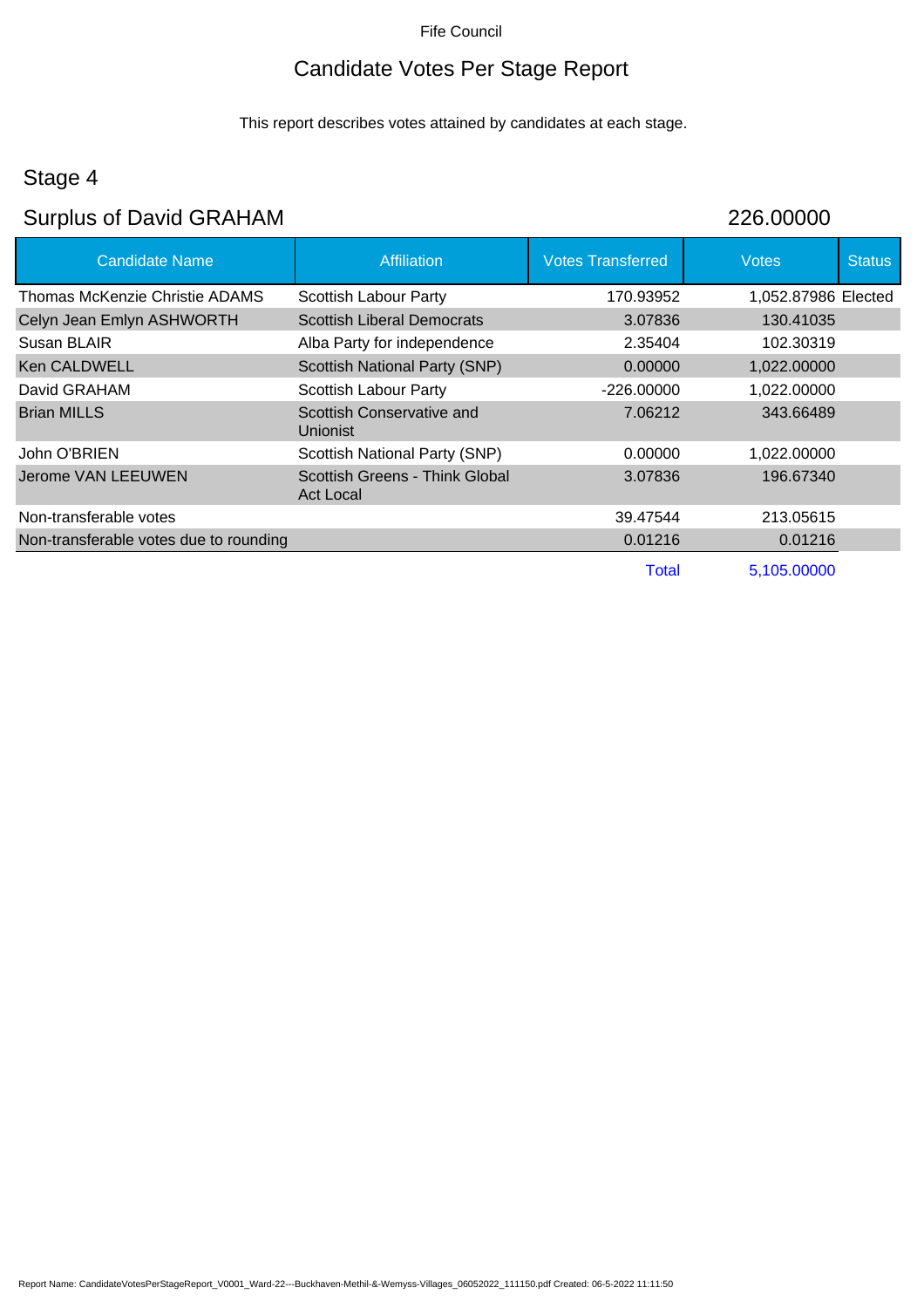Fife Council

# Candidate Votes Per Stage Report

This report describes votes attained by candidates at each stage.

## Stage 4

## Surplus of David GRAHAM 226.00000

| Candidate Name | Affiliation | Votes Transferred | Votes | Status |
|---|---|---|---|---|
| Thomas McKenzie Christie ADAMS | Scottish Labour Party | 170.93952 | 1,052.87986 | Elected |
| Celyn Jean Emlyn ASHWORTH | Scottish Liberal Democrats | 3.07836 | 130.41035 | |
| Susan BLAIR | Alba Party for independence | 2.35404 | 102.30319 | |
| Ken CALDWELL | Scottish National Party (SNP) | 0.00000 | 1,022.00000 | |
| David GRAHAM | Scottish Labour Party | -226.00000 | 1,022.00000 | |
| Brian MILLS | Scottish Conservative and Unionist | 7.06212 | 343.66489 | |
| John O'BRIEN | Scottish National Party (SNP) | 0.00000 | 1,022.00000 | |
| Jerome VAN LEEUWEN | Scottish Greens - Think Global Act Local | 3.07836 | 196.67340 | |
| Non-transferable votes | | 39.47544 | 213.05615 | |
| Non-transferable votes due to rounding | | 0.01216 | 0.01216 | |
| | | Total | 5,105.00000 | |

Report Name: CandidateVotesPerStageReport_V0001_Ward-22---Buckhaven-Methil-&-Wemyss-Villages_06052022_111150.pdf Created: 06-5-2022 11:11:50